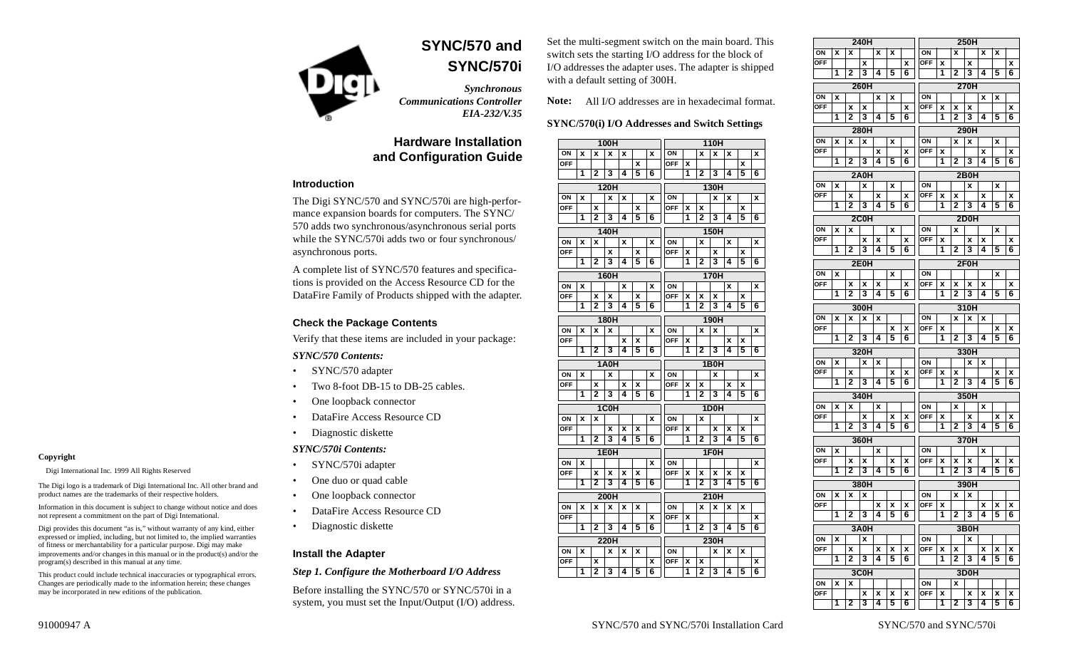# SYNC/570 and SYNC/570i

***Synchronous Communications Controller EIA-232/V.35***

## Hardware Installation and Configuration Guide

### Introduction

The Digi SYNC/570 and SYNC/570i are high-performance expansion boards for computers. The SYNC/570 adds two synchronous/asynchronous serial ports while the SYNC/570i adds two or four synchronous/asynchronous ports.

A complete list of SYNC/570 features and specifications is provided on the Access Resource CD for the DataFire Family of Products shipped with the adapter.

### Check the Package Contents

Verify that these items are included in your package:

***SYNC/570 Contents:***

- SYNC/570 adapter
- Two 8-foot DB-15 to DB-25 cables.
- One loopback connector
- DataFire Access Resource CD
- Diagnostic diskette

***SYNC/570i Contents:***

- SYNC/570i adapter
- One duo or quad cable
- One loopback connector
- DataFire Access Resource CD
- Diagnostic diskette

### Install the Adapter

***Step 1. Configure the Motherboard I/O Address***

Before installing the SYNC/570 or SYNC/570i in a system, you must set the Input/Output (I/O) address. Set the multi-segment switch on the main board. This switch sets the starting I/O address for the block of I/O addresses the adapter uses. The adapter is shipped with a default setting of 300H.

**Note:** All I/O addresses are in hexadecimal format.

**SYNC/570(i) I/O Addresses and Switch Settings**

| 100H | 1 | 2 | 3 | 4 | 5 | 6 |
|---|---|---|---|---|---|---|
| ON | x | x | x | x | | x |
| OFF | | | | | x | |

| 110H | 1 | 2 | 3 | 4 | 5 | 6 |
|---|---|---|---|---|---|---|
| ON | | x | x | x | | x |
| OFF | x | | | | x | |

| 120H | 1 | 2 | 3 | 4 | 5 | 6 |
|---|---|---|---|---|---|---|
| ON | x | | x | x | | x |
| OFF | | x | | | x | |

| 130H | 1 | 2 | 3 | 4 | 5 | 6 |
|---|---|---|---|---|---|---|
| ON | | | x | x | | x |
| OFF | x | x | | | x | |

| 140H | 1 | 2 | 3 | 4 | 5 | 6 |
|---|---|---|---|---|---|---|
| ON | x | x | | x | | x |
| OFF | | | x | | x | |

| 150H | 1 | 2 | 3 | 4 | 5 | 6 |
|---|---|---|---|---|---|---|
| ON | | x | | x | | x |
| OFF | x | | x | | x | |

| 160H | 1 | 2 | 3 | 4 | 5 | 6 |
|---|---|---|---|---|---|---|
| ON | x | | | x | | x |
| OFF | | x | x | | x | |

| 170H | 1 | 2 | 3 | 4 | 5 | 6 |
|---|---|---|---|---|---|---|
| ON | | | | x | | x |
| OFF | x | x | x | | x | |

| 180H | 1 | 2 | 3 | 4 | 5 | 6 |
|---|---|---|---|---|---|---|
| ON | x | x | x | | | x |
| OFF | | | | x | x | |

| 190H | 1 | 2 | 3 | 4 | 5 | 6 |
|---|---|---|---|---|---|---|
| ON | | x | x | | | x |
| OFF | x | | | x | x | |

| 1A0H | 1 | 2 | 3 | 4 | 5 | 6 |
|---|---|---|---|---|---|---|
| ON | x | | x | | | x |
| OFF | | x | | x | x | |

| 1B0H | 1 | 2 | 3 | 4 | 5 | 6 |
|---|---|---|---|---|---|---|
| ON | | | x | | | x |
| OFF | x | x | | x | x | |

| 1C0H | 1 | 2 | 3 | 4 | 5 | 6 |
|---|---|---|---|---|---|---|
| ON | x | x | | | | x |
| OFF | | | x | x | x | |

| 1D0H | 1 | 2 | 3 | 4 | 5 | 6 |
|---|---|---|---|---|---|---|
| ON | | x | | | | x |
| OFF | x | | x | x | x | |

| 1E0H | 1 | 2 | 3 | 4 | 5 | 6 |
|---|---|---|---|---|---|---|
| ON | x | | | | | x |
| OFF | | x | x | x | x | |

| 1F0H | 1 | 2 | 3 | 4 | 5 | 6 |
|---|---|---|---|---|---|---|
| ON | | | | | | x |
| OFF | x | x | x | x | x | |

| 200H | 1 | 2 | 3 | 4 | 5 | 6 |
|---|---|---|---|---|---|---|
| ON | x | x | x | x | x | |
| OFF | | | | | | x |

| 210H | 1 | 2 | 3 | 4 | 5 | 6 |
|---|---|---|---|---|---|---|
| ON | | x | x | x | x | |
| OFF | x | | | | | x |

| 220H | 1 | 2 | 3 | 4 | 5 | 6 |
|---|---|---|---|---|---|---|
| ON | x | | x | x | x | |
| OFF | | x | | | | x |

| 230H | 1 | 2 | 3 | 4 | 5 | 6 |
|---|---|---|---|---|---|---|
| ON | | | x | x | x | |
| OFF | x | x | | | | x |

| 240H | 1 | 2 | 3 | 4 | 5 | 6 |
|---|---|---|---|---|---|---|
| ON | x | x | | x | x | |
| OFF | | | x | | | x |

| 250H | 1 | 2 | 3 | 4 | 5 | 6 |
|---|---|---|---|---|---|---|
| ON | | x | | x | x | |
| OFF | x | | x | | | x |

| 260H | 1 | 2 | 3 | 4 | 5 | 6 |
|---|---|---|---|---|---|---|
| ON | x | | | x | x | |
| OFF | | x | x | | | x |

| 270H | 1 | 2 | 3 | 4 | 5 | 6 |
|---|---|---|---|---|---|---|
| ON | | | | x | x | |
| OFF | x | x | x | | | x |

| 280H | 1 | 2 | 3 | 4 | 5 | 6 |
|---|---|---|---|---|---|---|
| ON | x | x | x | | x | |
| OFF | | | | x | | x |

| 290H | 1 | 2 | 3 | 4 | 5 | 6 |
|---|---|---|---|---|---|---|
| ON | | x | x | | x | |
| OFF | x | | | x | | x |

| 2A0H | 1 | 2 | 3 | 4 | 5 | 6 |
|---|---|---|---|---|---|---|
| ON | x | | x | | x | |
| OFF | | x | | x | | x |

| 2B0H | 1 | 2 | 3 | 4 | 5 | 6 |
|---|---|---|---|---|---|---|
| ON | | | x | | x | |
| OFF | x | x | | x | | x |

| 2C0H | 1 | 2 | 3 | 4 | 5 | 6 |
|---|---|---|---|---|---|---|
| ON | x | x | | | x | |
| OFF | | | x | x | | x |

| 2D0H | 1 | 2 | 3 | 4 | 5 | 6 |
|---|---|---|---|---|---|---|
| ON | | x | | | x | |
| OFF | x | | x | x | | x |

| 2E0H | 1 | 2 | 3 | 4 | 5 | 6 |
|---|---|---|---|---|---|---|
| ON | x | | | | x | |
| OFF | | x | x | x | | x |

| 2F0H | 1 | 2 | 3 | 4 | 5 | 6 |
|---|---|---|---|---|---|---|
| ON | | | | | x | |
| OFF | x | x | x | x | | x |

| 300H | 1 | 2 | 3 | 4 | 5 | 6 |
|---|---|---|---|---|---|---|
| ON | x | x | x | x | | |
| OFF | | | | | x | x |

| 310H | 1 | 2 | 3 | 4 | 5 | 6 |
|---|---|---|---|---|---|---|
| ON | | x | x | x | | |
| OFF | x | | | | x | x |

| 320H | 1 | 2 | 3 | 4 | 5 | 6 |
|---|---|---|---|---|---|---|
| ON | x | | x | x | | |
| OFF | | x | | | x | x |

| 330H | 1 | 2 | 3 | 4 | 5 | 6 |
|---|---|---|---|---|---|---|
| ON | | | x | x | | |
| OFF | x | x | | | x | x |

| 340H | 1 | 2 | 3 | 4 | 5 | 6 |
|---|---|---|---|---|---|---|
| ON | x | x | | x | | |
| OFF | | | x | | x | x |

| 350H | 1 | 2 | 3 | 4 | 5 | 6 |
|---|---|---|---|---|---|---|
| ON | | x | | x | | |
| OFF | x | | x | | x | x |

| 360H | 1 | 2 | 3 | 4 | 5 | 6 |
|---|---|---|---|---|---|---|
| ON | x | | | x | | |
| OFF | | x | x | | x | x |

| 370H | 1 | 2 | 3 | 4 | 5 | 6 |
|---|---|---|---|---|---|---|
| ON | | | | x | | |
| OFF | x | x | x | | x | x |

| 380H | 1 | 2 | 3 | 4 | 5 | 6 |
|---|---|---|---|---|---|---|
| ON | x | x | x | | | |
| OFF | | | | x | x | x |

| 390H | 1 | 2 | 3 | 4 | 5 | 6 |
|---|---|---|---|---|---|---|
| ON | | x | x | | | |
| OFF | x | | | x | x | x |

| 3A0H | 1 | 2 | 3 | 4 | 5 | 6 |
|---|---|---|---|---|---|---|
| ON | x | | x | | | |
| OFF | | x | | x | x | x |

| 3B0H | 1 | 2 | 3 | 4 | 5 | 6 |
|---|---|---|---|---|---|---|
| ON | | | x | | | |
| OFF | x | x | | x | x | x |

| 3C0H | 1 | 2 | 3 | 4 | 5 | 6 |
|---|---|---|---|---|---|---|
| ON | x | x | | | | |
| OFF | | | x | x | x | x |

| 3D0H | 1 | 2 | 3 | 4 | 5 | 6 |
|---|---|---|---|---|---|---|
| ON | | x | | | | |
| OFF | x | | x | x | x | x |

**Copyright**

Digi International Inc. 1999 All Rights Reserved

The Digi logo is a trademark of Digi International Inc. All other brand and product names are the trademarks of their respective holders.

Information in this document is subject to change without notice and does not represent a commitment on the part of Digi International.

Digi provides this document "as is," without warranty of any kind, either expressed or implied, including, but not limited to, the implied warranties of fitness or merchantability for a particular purpose. Digi may make improvements and/or changes in this manual or in the product(s) and/or the program(s) described in this manual at any time.

This product could include technical inaccuracies or typographical errors. Changes are periodically made to the information herein; these changes may be incorporated in new editions of the publication.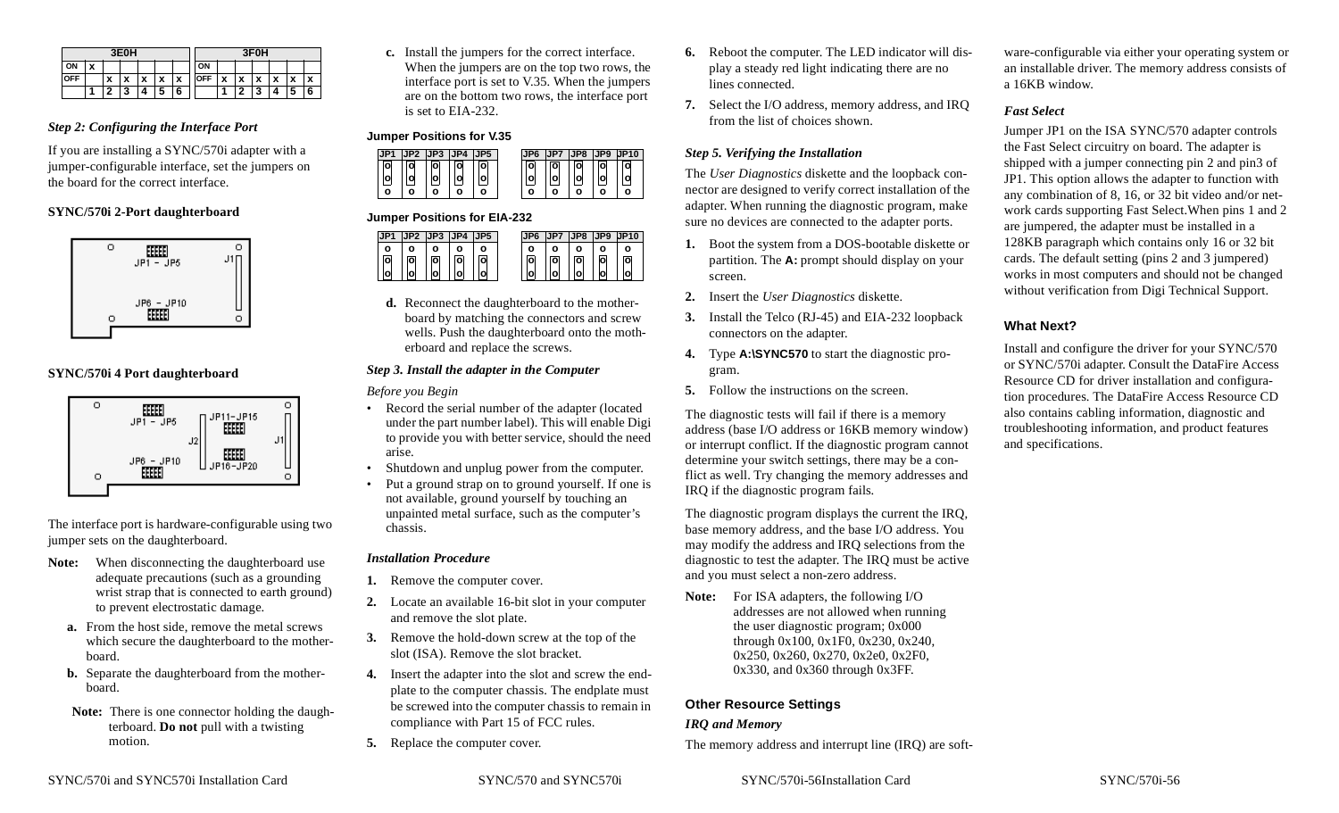| 3E0H | | | | | | |
|---|---|---|---|---|---|---|
| ON | X | | | | | |
| OFF | | X | X | X | X | X |
| | 1 | 2 | 3 | 4 | 5 | 6 |

| 3F0H | | | | | | |
|---|---|---|---|---|---|---|
| ON | | | | | | |
| OFF | X | X | X | X | X | X |
| | 1 | 2 | 3 | 4 | 5 | 6 |

### *Step 2: Configuring the Interface Port*

If you are installing a SYNC/570i adapter with a jumper-configurable interface, set the jumpers on the board for the correct interface.

**SYNC/570i 2-Port daughterboard**

JP1 - JP5

J1

JP6 - JP10

**SYNC/570i 4 Port daughterboard**

JP1 - JP5

JP11-JP15

J2

J1

JP6 - JP10

JP16-JP20

The interface port is hardware-configurable using two jumper sets on the daughterboard.

**Note:** When disconnecting the daughterboard use adequate precautions (such as a grounding wrist strap that is connected to earth ground) to prevent electrostatic damage.

**a.** From the host side, remove the metal screws which secure the daughterboard to the motherboard.

**b.** Separate the daughterboard from the motherboard.

**Note:** There is one connector holding the daughterboard. **Do not** pull with a twisting motion.

**c.** Install the jumpers for the correct interface. When the jumpers are on the top two rows, the interface port is set to V.35. When the jumpers are on the bottom two rows, the interface port is set to EIA-232.

**Jumper Positions for V.35**

JP1 JP2 JP3 JP4 JP5

JP6 JP7 JP8 JP9 JP10

**Jumper Positions for EIA-232**

JP1 JP2 JP3 JP4 JP5

JP6 JP7 JP8 JP9 JP10

**d.** Reconnect the daughterboard to the motherboard by matching the connectors and screw wells. Push the daughterboard onto the motherboard and replace the screws.

### *Step 3. Install the adapter in the Computer*

*Before you Begin*

- Record the serial number of the adapter (located under the part number label). This will enable Digi to provide you with better service, should the need arise.
- Shutdown and unplug power from the computer.
- Put a ground strap on to ground yourself. If one is not available, ground yourself by touching an unpainted metal surface, such as the computer's chassis.

#### *Installation Procedure*

1. Remove the computer cover.
2. Locate an available 16-bit slot in your computer and remove the slot plate.
3. Remove the hold-down screw at the top of the slot (ISA). Remove the slot bracket.
4. Insert the adapter into the slot and screw the endplate to the computer chassis. The endplate must be screwed into the computer chassis to remain in compliance with Part 15 of FCC rules.
5. Replace the computer cover.
6. Reboot the computer. The LED indicator will display a steady red light indicating there are no lines connected.
7. Select the I/O address, memory address, and IRQ from the list of choices shown.

### *Step 5. Verifying the Installation*

The *User Diagnostics* diskette and the loopback connector are designed to verify correct installation of the adapter. When running the diagnostic program, make sure no devices are connected to the adapter ports.

1. Boot the system from a DOS-bootable diskette or partition. The **A:** prompt should display on your screen.
2. Insert the *User Diagnostics* diskette.
3. Install the Telco (RJ-45) and EIA-232 loopback connectors on the adapter.
4. Type **A:\SYNC570** to start the diagnostic program.
5. Follow the instructions on the screen.

The diagnostic tests will fail if there is a memory address (base I/O address or 16KB memory window) or interrupt conflict. If the diagnostic program cannot determine your switch settings, there may be a conflict as well. Try changing the memory addresses and IRQ if the diagnostic program fails.

The diagnostic program displays the current the IRQ, base memory address, and the base I/O address. You may modify the address and IRQ selections from the diagnostic to test the adapter. The IRQ must be active and you must select a non-zero address.

**Note:** For ISA adapters, the following I/O addresses are not allowed when running the user diagnostic program; 0x000 through 0x100, 0x1F0, 0x230, 0x240, 0x250, 0x260, 0x270, 0x2e0, 0x2F0, 0x330, and 0x360 through 0x3FF.

### Other Resource Settings

#### *IRQ and Memory*

The memory address and interrupt line (IRQ) are software-configurable via either your operating system or an installable driver. The memory address consists of a 16KB window.

#### *Fast Select*

Jumper JP1 on the ISA SYNC/570 adapter controls the Fast Select circuitry on board. The adapter is shipped with a jumper connecting pin 2 and pin3 of JP1. This option allows the adapter to function with any combination of 8, 16, or 32 bit video and/or network cards supporting Fast Select.When pins 1 and 2 are jumpered, the adapter must be installed in a 128KB paragraph which contains only 16 or 32 bit cards. The default setting (pins 2 and 3 jumpered) works in most computers and should not be changed without verification from Digi Technical Support.

### What Next?

Install and configure the driver for your SYNC/570 or SYNC/570i adapter. Consult the DataFire Access Resource CD for driver installation and configuration procedures. The DataFire Access Resource CD also contains cabling information, diagnostic and troubleshooting information, and product features and specifications.